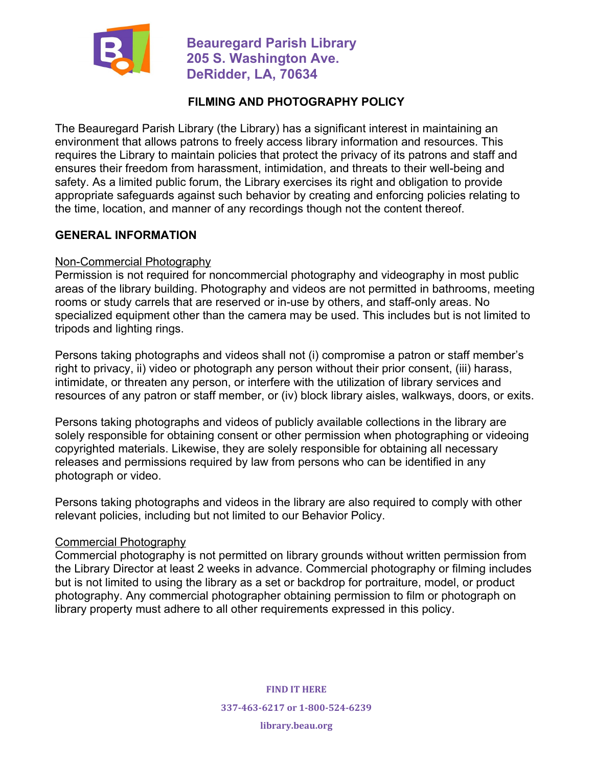**Beauregard Parish Library**
**205 S. Washington Ave.**
**DeRidder, LA, 70634**

# FILMING AND PHOTOGRAPHY POLICY

The Beauregard Parish Library (the Library) has a significant interest in maintaining an environment that allows patrons to freely access library information and resources. This requires the Library to maintain policies that protect the privacy of its patrons and staff and ensures their freedom from harassment, intimidation, and threats to their well-being and safety. As a limited public forum, the Library exercises its right and obligation to provide appropriate safeguards against such behavior by creating and enforcing policies relating to the time, location, and manner of any recordings though not the content thereof.

## GENERAL INFORMATION

### Non-Commercial Photography

Permission is not required for noncommercial photography and videography in most public areas of the library building. Photography and videos are not permitted in bathrooms, meeting rooms or study carrels that are reserved or in-use by others, and staff-only areas. No specialized equipment other than the camera may be used. This includes but is not limited to tripods and lighting rings.

Persons taking photographs and videos shall not (i) compromise a patron or staff member's right to privacy, ii) video or photograph any person without their prior consent, (iii) harass, intimidate, or threaten any person, or interfere with the utilization of library services and resources of any patron or staff member, or (iv) block library aisles, walkways, doors, or exits.

Persons taking photographs and videos of publicly available collections in the library are solely responsible for obtaining consent or other permission when photographing or videoing copyrighted materials. Likewise, they are solely responsible for obtaining all necessary releases and permissions required by law from persons who can be identified in any photograph or video.

Persons taking photographs and videos in the library are also required to comply with other relevant policies, including but not limited to our Behavior Policy.

### Commercial Photography

Commercial photography is not permitted on library grounds without written permission from the Library Director at least 2 weeks in advance. Commercial photography or filming includes but is not limited to using the library as a set or backdrop for portraiture, model, or product photography. Any commercial photographer obtaining permission to film or photograph on library property must adhere to all other requirements expressed in this policy.

**FIND IT HERE**

**337-463-6217 or 1-800-524-6239**

**library.beau.org**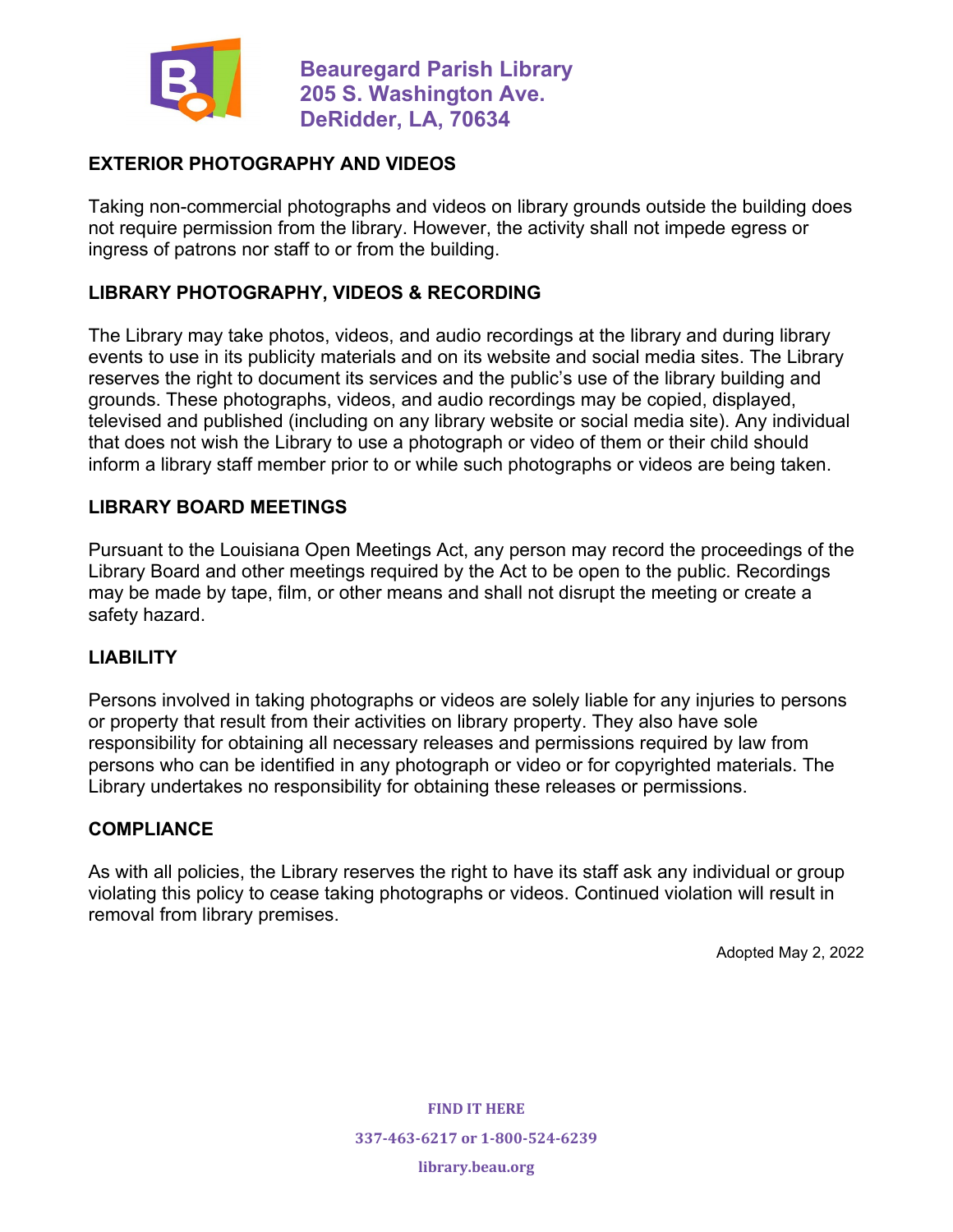**Beauregard Parish Library**
**205 S. Washington Ave.**
**DeRidder, LA, 70634**

## EXTERIOR PHOTOGRAPHY AND VIDEOS

Taking non-commercial photographs and videos on library grounds outside the building does not require permission from the library. However, the activity shall not impede egress or ingress of patrons nor staff to or from the building.

## LIBRARY PHOTOGRAPHY, VIDEOS & RECORDING

The Library may take photos, videos, and audio recordings at the library and during library events to use in its publicity materials and on its website and social media sites. The Library reserves the right to document its services and the public's use of the library building and grounds. These photographs, videos, and audio recordings may be copied, displayed, televised and published (including on any library website or social media site). Any individual that does not wish the Library to use a photograph or video of them or their child should inform a library staff member prior to or while such photographs or videos are being taken.

## LIBRARY BOARD MEETINGS

Pursuant to the Louisiana Open Meetings Act, any person may record the proceedings of the Library Board and other meetings required by the Act to be open to the public. Recordings may be made by tape, film, or other means and shall not disrupt the meeting or create a safety hazard.

## LIABILITY

Persons involved in taking photographs or videos are solely liable for any injuries to persons or property that result from their activities on library property. They also have sole responsibility for obtaining all necessary releases and permissions required by law from persons who can be identified in any photograph or video or for copyrighted materials. The Library undertakes no responsibility for obtaining these releases or permissions.

## COMPLIANCE

As with all policies, the Library reserves the right to have its staff ask any individual or group violating this policy to cease taking photographs or videos. Continued violation will result in removal from library premises.

Adopted May 2, 2022

**FIND IT HERE**

**337-463-6217 or 1-800-524-6239**

**library.beau.org**